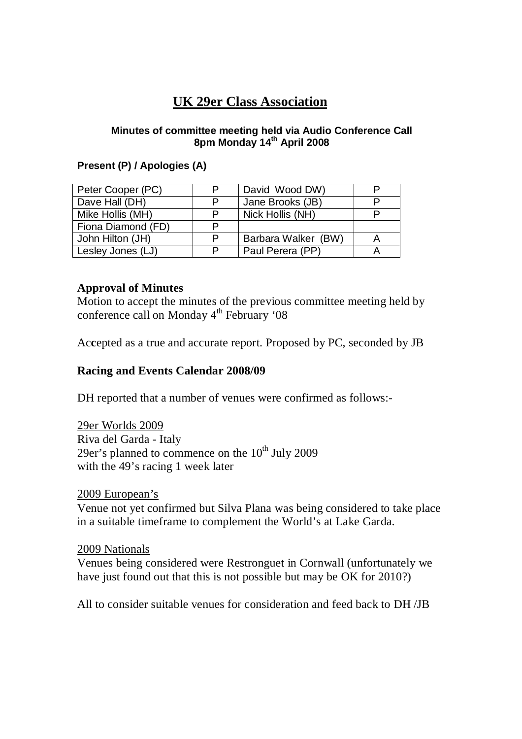# UK 29er Class Association

**Minutes of committee meeting held via Audio Conference Call 8pm Monday 14th April 2008**

**Present (P) / Apologies (A)**

| | | | |
|---|---|---|---|
| Peter Cooper (PC) | P | David Wood DW) | P |
| Dave Hall (DH) | P | Jane Brooks (JB) | P |
| Mike Hollis (MH) | P | Nick Hollis (NH) | P |
| Fiona Diamond (FD) | P | | |
| John Hilton (JH) | P | Barbara Walker (BW) | A |
| Lesley Jones (LJ) | P | Paul Perera (PP) | A |

## Approval of Minutes

Motion to accept the minutes of the previous committee meeting held by conference call on Monday 4th February '08

Accepted as a true and accurate report. Proposed by PC, seconded by JB

## Racing and Events Calendar 2008/09

DH reported that a number of venues were confirmed as follows:-

29er Worlds 2009
Riva del Garda - Italy
29er's planned to commence on the 10th July 2009
with the 49's racing 1 week later

2009 European's
Venue not yet confirmed but Silva Plana was being considered to take place in a suitable timeframe to complement the World's at Lake Garda.

2009 Nationals
Venues being considered were Restronguet in Cornwall (unfortunately we have just found out that this is not possible but may be OK for 2010?)

All to consider suitable venues for consideration and feed back to DH /JB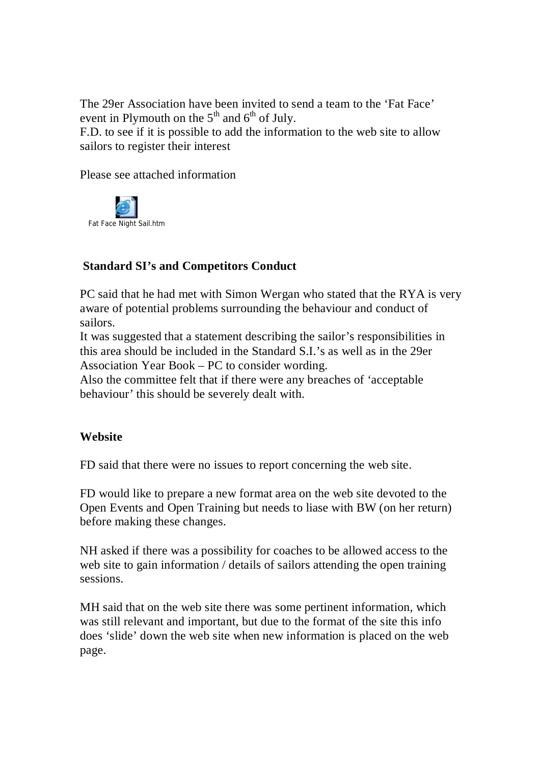The 29er Association have been invited to send a team to the 'Fat Face' event in Plymouth on the 5th and 6th of July.
F.D. to see if it is possible to add the information to the web site to allow sailors to register their interest

Please see attached information

Fat Face Night Sail.htm

## Standard SI's and Competitors Conduct

PC said that he had met with Simon Wergan who stated that the RYA is very aware of potential problems surrounding the behaviour and conduct of sailors.
It was suggested that a statement describing the sailor's responsibilities in this area should be included in the Standard S.I.'s as well as in the 29er Association Year Book – PC to consider wording.
Also the committee felt that if there were any breaches of 'acceptable behaviour' this should be severely dealt with.

## Website

FD said that there were no issues to report concerning the web site.

FD would like to prepare a new format area on the web site devoted to the Open Events and Open Training but needs to liase with BW (on her return) before making these changes.

NH asked if there was a possibility for coaches to be allowed access to the web site to gain information / details of sailors attending the open training sessions.

MH said that on the web site there was some pertinent information, which was still relevant and important, but due to the format of the site this info does 'slide' down the web site when new information is placed on the web page.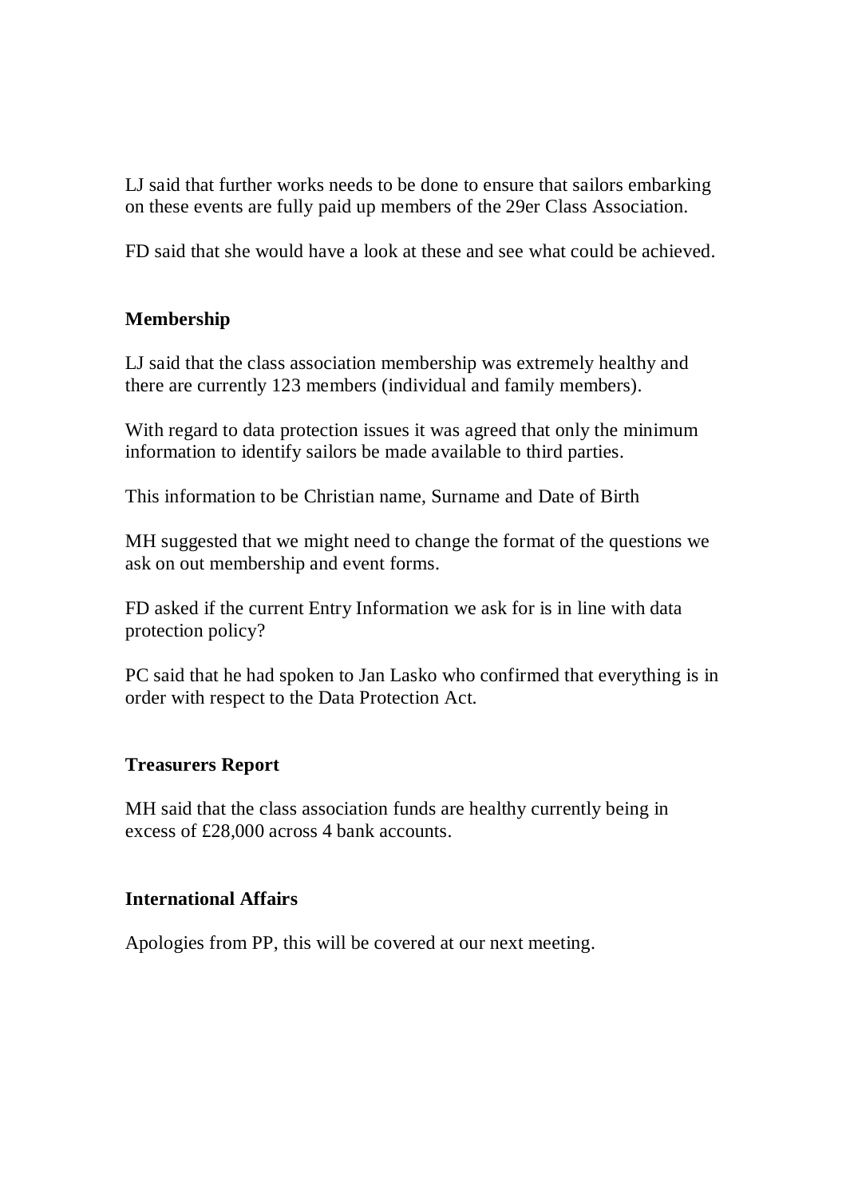LJ said that further works needs to be done to ensure that sailors embarking on these events are fully paid up members of the 29er Class Association.

FD said that she would have a look at these and see what could be achieved.

**Membership**

LJ said that the class association membership was extremely healthy and there are currently 123 members (individual and family members).

With regard to data protection issues it was agreed that only the minimum information to identify sailors be made available to third parties.

This information to be Christian name, Surname and Date of Birth

MH suggested that we might need to change the format of the questions we ask on out membership and event forms.

FD asked if the current Entry Information we ask for is in line with data protection policy?

PC said that he had spoken to Jan Lasko who confirmed that everything is in order with respect to the Data Protection Act.

**Treasurers Report**

MH said that the class association funds are healthy currently being in excess of £28,000 across 4 bank accounts.

**International Affairs**

Apologies from PP, this will be covered at our next meeting.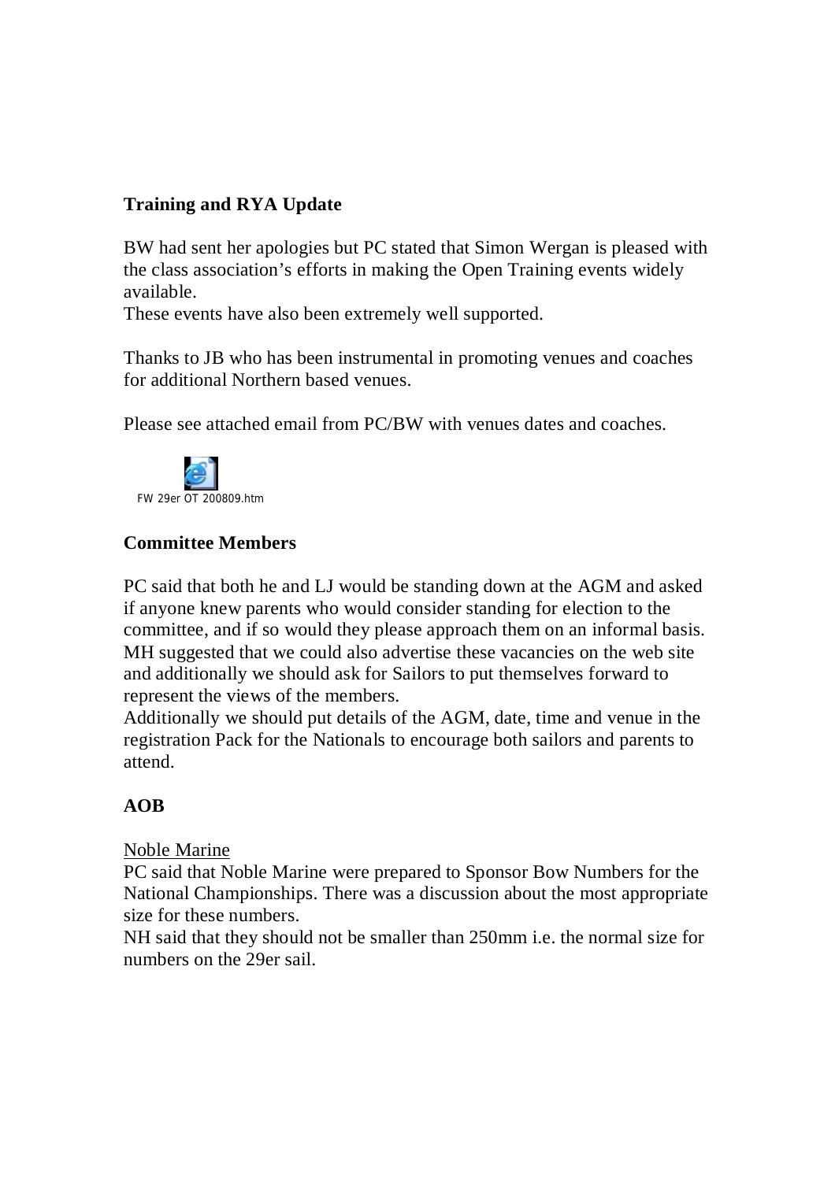**Training and RYA Update**

BW had sent her apologies but PC stated that Simon Wergan is pleased with the class association's efforts in making the Open Training events widely available.
These events have also been extremely well supported.

Thanks to JB who has been instrumental in promoting venues and coaches for additional Northern based venues.

Please see attached email from PC/BW with venues dates and coaches.

FW 29er OT 200809.htm

**Committee Members**

PC said that both he and LJ would be standing down at the AGM and asked if anyone knew parents who would consider standing for election to the committee, and if so would they please approach them on an informal basis.
MH suggested that we could also advertise these vacancies on the web site and additionally we should ask for Sailors to put themselves forward to represent the views of the members.
Additionally we should put details of the AGM, date, time and venue in the registration Pack for the Nationals to encourage both sailors and parents to attend.

**AOB**

Noble Marine
PC said that Noble Marine were prepared to Sponsor Bow Numbers for the National Championships. There was a discussion about the most appropriate size for these numbers.
NH said that they should not be smaller than 250mm i.e. the normal size for numbers on the 29er sail.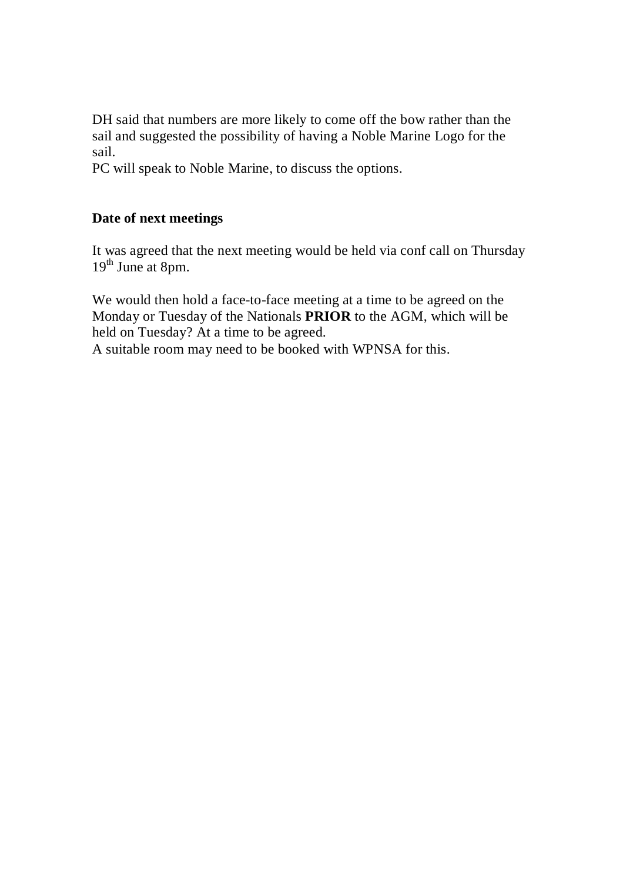DH said that numbers are more likely to come off the bow rather than the sail and suggested the possibility of having a Noble Marine Logo for the sail.

PC will speak to Noble Marine, to discuss the options.

## Date of next meetings

It was agreed that the next meeting would be held via conf call on Thursday 19th June at 8pm.

We would then hold a face-to-face meeting at a time to be agreed on the Monday or Tuesday of the Nationals **PRIOR** to the AGM, which will be held on Tuesday? At a time to be agreed.

A suitable room may need to be booked with WPNSA for this.